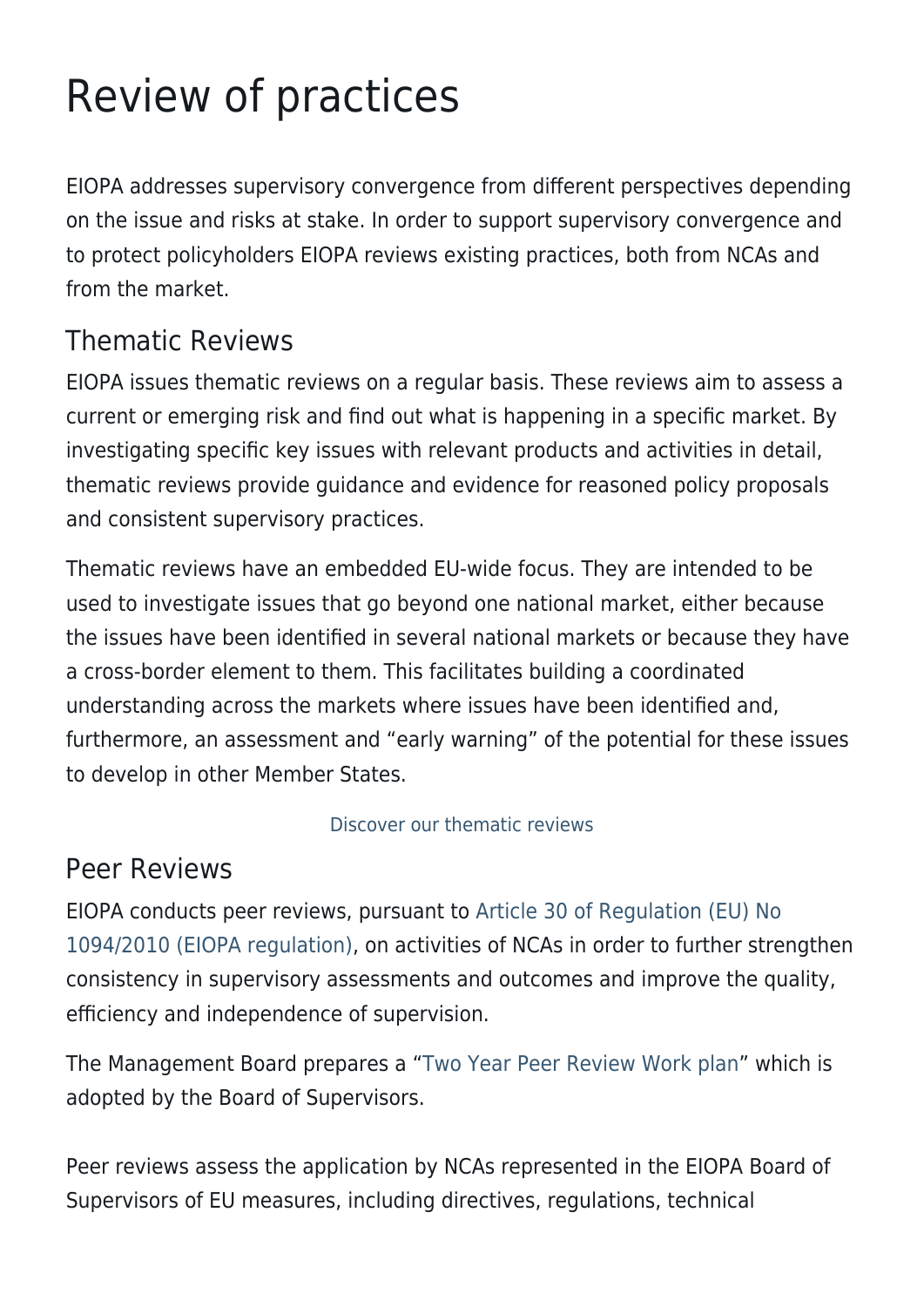# Review of practices

EIOPA addresses supervisory convergence from different perspectives depending on the issue and risks at stake. In order to support supervisory convergence and to protect policyholders EIOPA reviews existing practices, both from NCAs and from the market.

## Thematic Reviews

EIOPA issues thematic reviews on a regular basis. These reviews aim to assess a current or emerging risk and find out what is happening in a specific market. By investigating specific key issues with relevant products and activities in detail, thematic reviews provide guidance and evidence for reasoned policy proposals and consistent supervisory practices.

Thematic reviews have an embedded EU-wide focus. They are intended to be used to investigate issues that go beyond one national market, either because the issues have been identified in several national markets or because they have a cross-border element to them. This facilitates building a coordinated understanding across the markets where issues have been identified and, furthermore, an assessment and "early warning" of the potential for these issues to develop in other Member States.

Discover our thematic reviews

## Peer Reviews

EIOPA conducts peer reviews, pursuant to Article 30 of Regulation (EU) No 1094/2010 (EIOPA regulation), on activities of NCAs in order to further strengthen consistency in supervisory assessments and outcomes and improve the quality, efficiency and independence of supervision.

The Management Board prepares a "Two Year Peer Review Work plan" which is adopted by the Board of Supervisors.

Peer reviews assess the application by NCAs represented in the EIOPA Board of Supervisors of EU measures, including directives, regulations, technical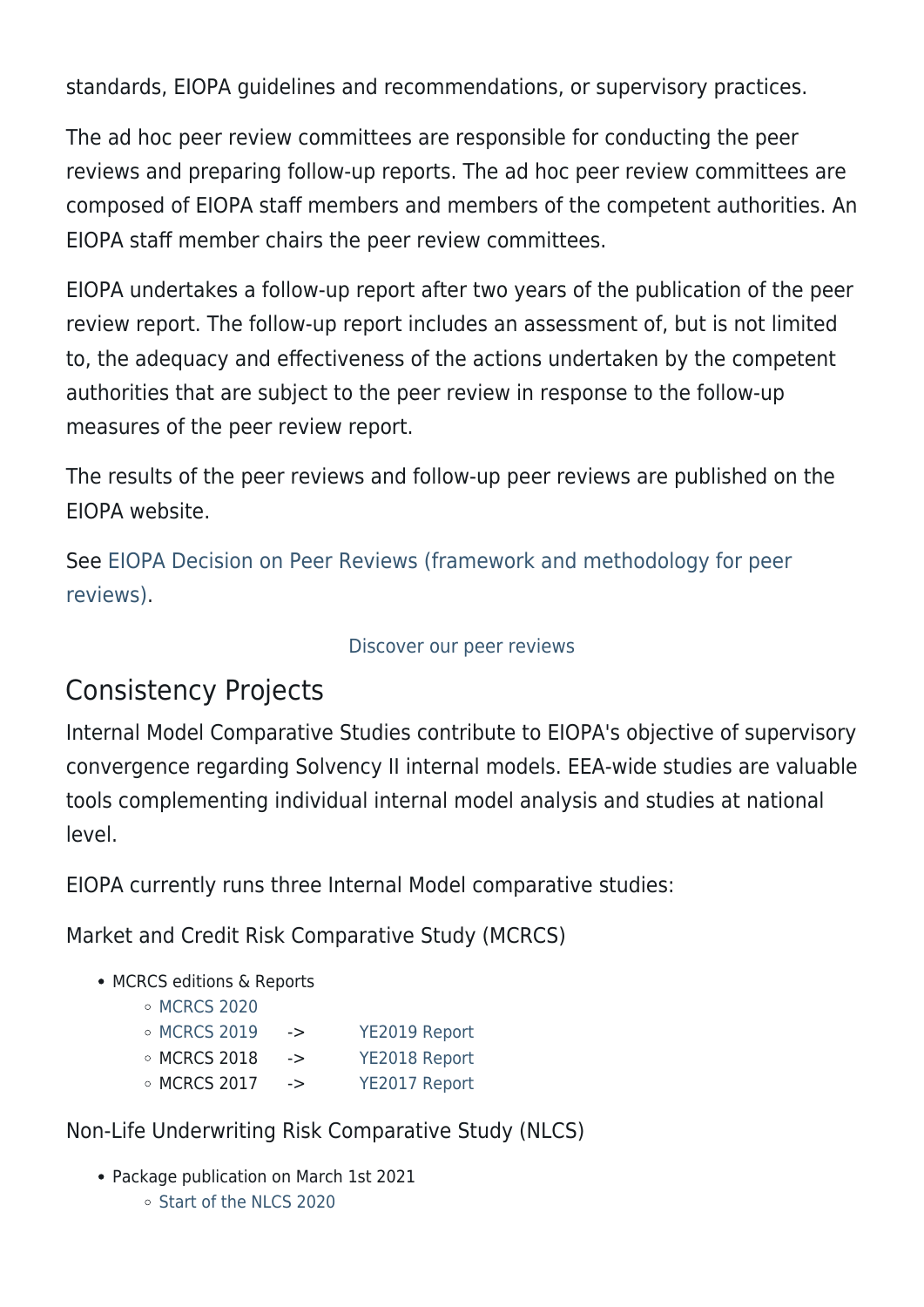standards, EIOPA guidelines and recommendations, or supervisory practices.

The ad hoc peer review committees are responsible for conducting the peer reviews and preparing follow-up reports. The ad hoc peer review committees are composed of EIOPA staff members and members of the competent authorities. An EIOPA staff member chairs the peer review committees.

EIOPA undertakes a follow-up report after two years of the publication of the peer review report. The follow-up report includes an assessment of, but is not limited to, the adequacy and effectiveness of the actions undertaken by the competent authorities that are subject to the peer review in response to the follow-up measures of the peer review report.

The results of the peer reviews and follow-up peer reviews are published on the EIOPA website.

See EIOPA Decision on Peer Reviews (framework and methodology for peer reviews).

Discover our peer reviews

## Consistency Projects

Internal Model Comparative Studies contribute to EIOPA's objective of supervisory convergence regarding Solvency II internal models. EEA-wide studies are valuable tools complementing individual internal model analysis and studies at national level.

EIOPA currently runs three Internal Model comparative studies:

Market and Credit Risk Comparative Study (MCRCS)

- MCRCS editions & Reports
  - MCRCS 2020
  - MCRCS 2019 -> YE2019 Report
  - MCRCS 2018 -> YE2018 Report
  - MCRCS 2017 -> YE2017 Report

Non-Life Underwriting Risk Comparative Study (NLCS)

- Package publication on March 1st 2021
  - Start of the NLCS 2020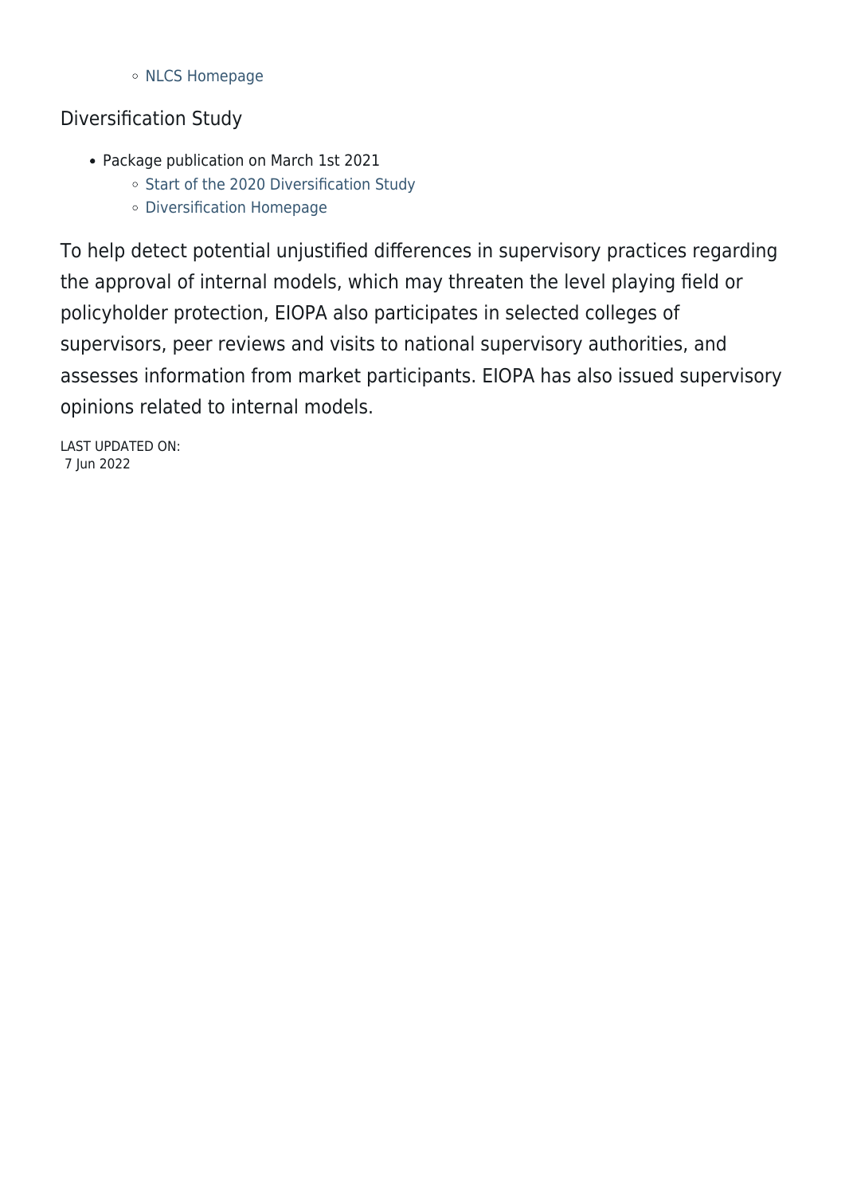- NLCS Homepage

## Diversification Study

- Package publication on March 1st 2021
    - Start of the 2020 Diversification Study
    - Diversification Homepage

To help detect potential unjustified differences in supervisory practices regarding the approval of internal models, which may threaten the level playing field or policyholder protection, EIOPA also participates in selected colleges of supervisors, peer reviews and visits to national supervisory authorities, and assesses information from market participants. EIOPA has also issued supervisory opinions related to internal models.

LAST UPDATED ON:
7 Jun 2022